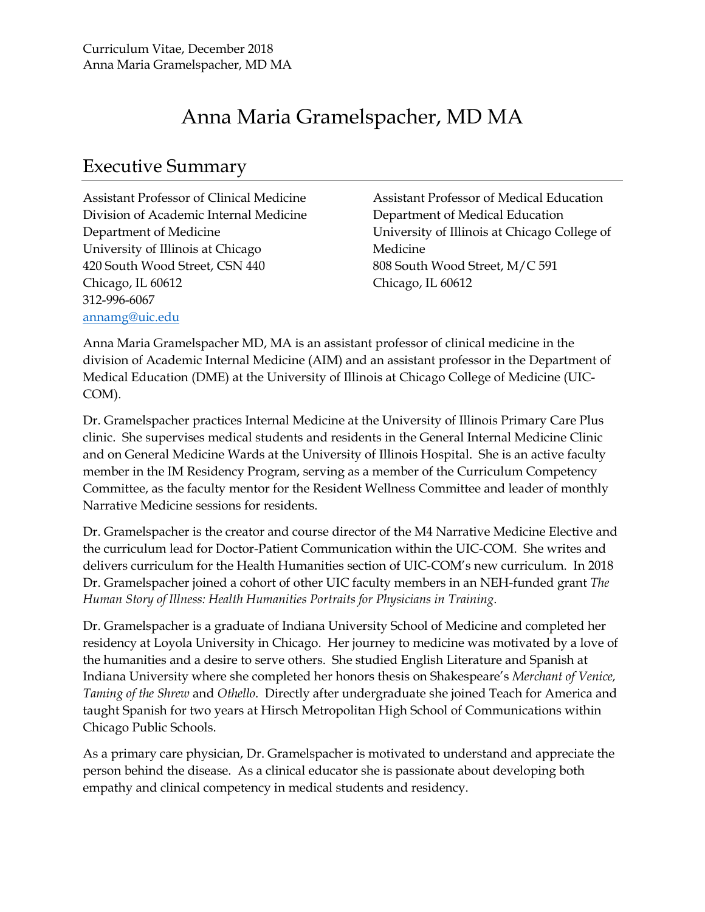# Anna Maria Gramelspacher, MD MA

## Executive Summary

Assistant Professor of Clinical Medicine
Division of Academic Internal Medicine
Department of Medicine
University of Illinois at Chicago
420 South Wood Street, CSN 440
Chicago, IL 60612
312-996-6067
[annamg@uic.edu](mailto:annamg@uic.edu)

Assistant Professor of Medical Education
Department of Medical Education
University of Illinois at Chicago College of Medicine
808 South Wood Street, M/C 591
Chicago, IL 60612

Anna Maria Gramelspacher MD, MA is an assistant professor of clinical medicine in the division of Academic Internal Medicine (AIM) and an assistant professor in the Department of Medical Education (DME) at the University of Illinois at Chicago College of Medicine (UIC-COM).

Dr. Gramelspacher practices Internal Medicine at the University of Illinois Primary Care Plus clinic. She supervises medical students and residents in the General Internal Medicine Clinic and on General Medicine Wards at the University of Illinois Hospital. She is an active faculty member in the IM Residency Program, serving as a member of the Curriculum Competency Committee, as the faculty mentor for the Resident Wellness Committee and leader of monthly Narrative Medicine sessions for residents.

Dr. Gramelspacher is the creator and course director of the M4 Narrative Medicine Elective and the curriculum lead for Doctor-Patient Communication within the UIC-COM. She writes and delivers curriculum for the Health Humanities section of UIC-COM's new curriculum. In 2018 Dr. Gramelspacher joined a cohort of other UIC faculty members in an NEH-funded grant *The Human Story of Illness: Health Humanities Portraits for Physicians in Training*.

Dr. Gramelspacher is a graduate of Indiana University School of Medicine and completed her residency at Loyola University in Chicago. Her journey to medicine was motivated by a love of the humanities and a desire to serve others. She studied English Literature and Spanish at Indiana University where she completed her honors thesis on Shakespeare's *Merchant of Venice, Taming of the Shrew* and *Othello*. Directly after undergraduate she joined Teach for America and taught Spanish for two years at Hirsch Metropolitan High School of Communications within Chicago Public Schools.

As a primary care physician, Dr. Gramelspacher is motivated to understand and appreciate the person behind the disease. As a clinical educator she is passionate about developing both empathy and clinical competency in medical students and residency.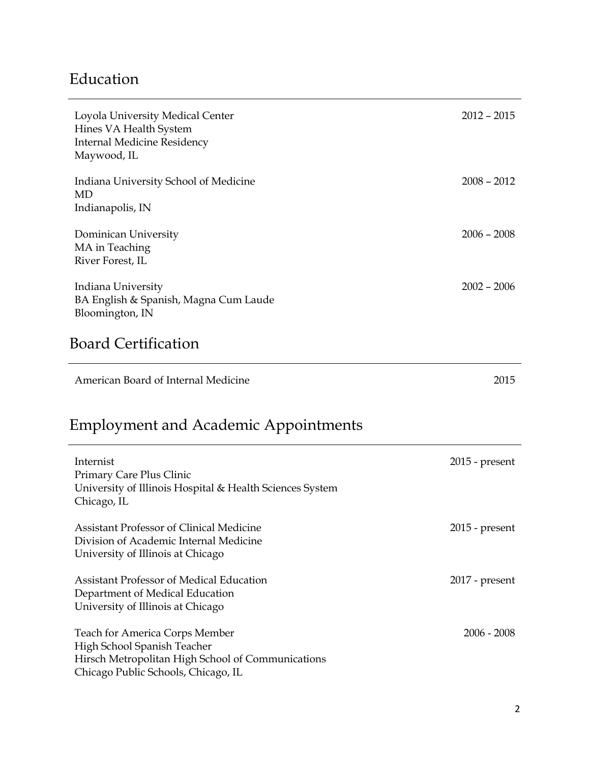## Education

Loyola University Medical Center — 2012 – 2015
Hines VA Health System
Internal Medicine Residency
Maywood, IL

Indiana University School of Medicine — 2008 – 2012
MD
Indianapolis, IN

Dominican University — 2006 – 2008
MA in Teaching
River Forest, IL

Indiana University — 2002 – 2006
BA English & Spanish, Magna Cum Laude
Bloomington, IN

## Board Certification

American Board of Internal Medicine — 2015

## Employment and Academic Appointments

Internist — 2015 - present
Primary Care Plus Clinic
University of Illinois Hospital & Health Sciences System
Chicago, IL

Assistant Professor of Clinical Medicine — 2015 - present
Division of Academic Internal Medicine
University of Illinois at Chicago

Assistant Professor of Medical Education — 2017 - present
Department of Medical Education
University of Illinois at Chicago

Teach for America Corps Member — 2006 - 2008
High School Spanish Teacher
Hirsch Metropolitan High School of Communications
Chicago Public Schools, Chicago, IL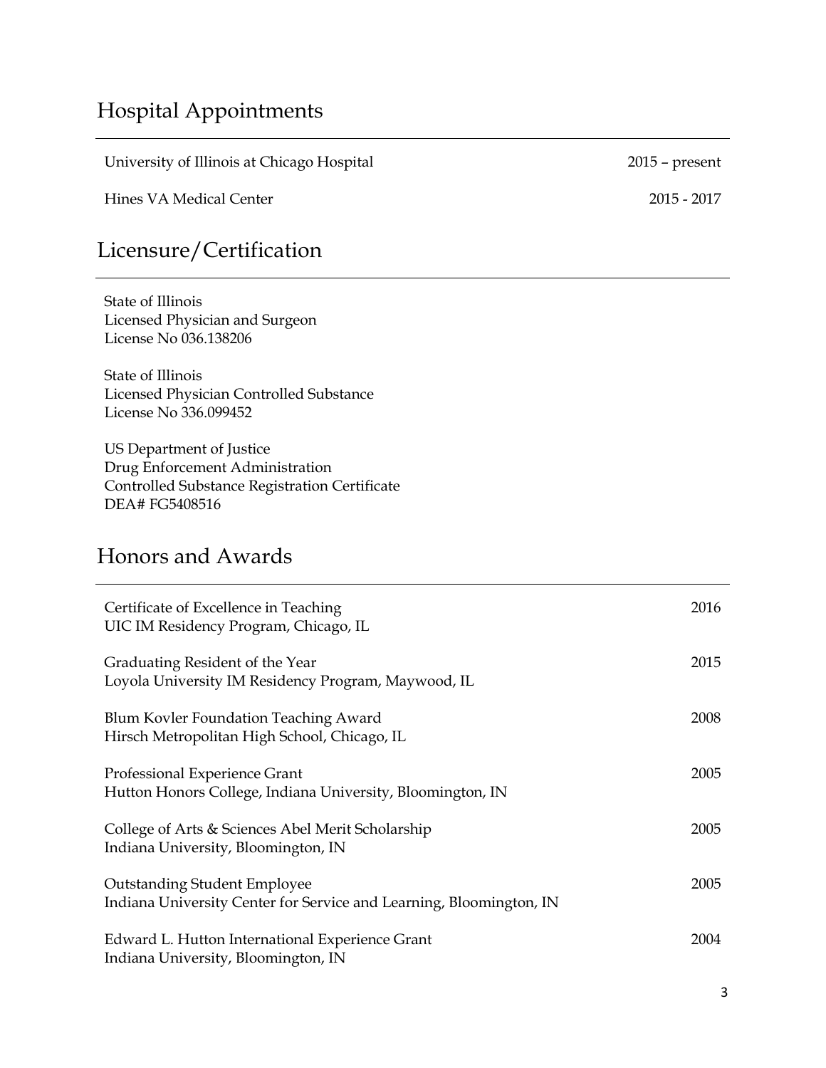## Hospital Appointments

University of Illinois at Chicago Hospital 2015 – present

Hines VA Medical Center 2015 - 2017

## Licensure/Certification

State of Illinois
Licensed Physician and Surgeon
License No 036.138206

State of Illinois
Licensed Physician Controlled Substance
License No 336.099452

US Department of Justice
Drug Enforcement Administration
Controlled Substance Registration Certificate
DEA# FG5408516

## Honors and Awards

Certificate of Excellence in Teaching 2016
UIC IM Residency Program, Chicago, IL

Graduating Resident of the Year 2015
Loyola University IM Residency Program, Maywood, IL

Blum Kovler Foundation Teaching Award 2008
Hirsch Metropolitan High School, Chicago, IL

Professional Experience Grant 2005
Hutton Honors College, Indiana University, Bloomington, IN

College of Arts & Sciences Abel Merit Scholarship 2005
Indiana University, Bloomington, IN

Outstanding Student Employee 2005
Indiana University Center for Service and Learning, Bloomington, IN

Edward L. Hutton International Experience Grant 2004
Indiana University, Bloomington, IN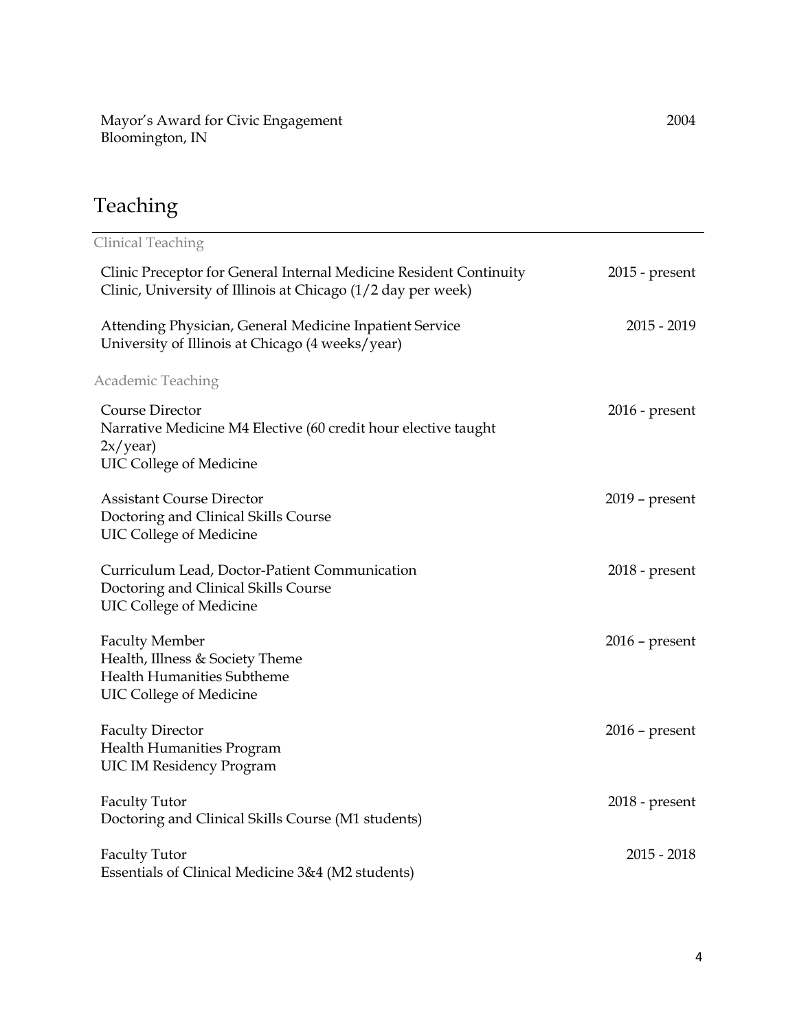Mayor's Award for Civic Engagement — 2004
Bloomington, IN

## Teaching

### Clinical Teaching

Clinic Preceptor for General Internal Medicine Resident Continuity Clinic, University of Illinois at Chicago (1/2 day per week) — 2015 - present

Attending Physician, General Medicine Inpatient Service
University of Illinois at Chicago (4 weeks/year) — 2015 - 2019

### Academic Teaching

Course Director — 2016 - present
Narrative Medicine M4 Elective (60 credit hour elective taught 2x/year)
UIC College of Medicine

Assistant Course Director — 2019 – present
Doctoring and Clinical Skills Course
UIC College of Medicine

Curriculum Lead, Doctor-Patient Communication — 2018 - present
Doctoring and Clinical Skills Course
UIC College of Medicine

Faculty Member — 2016 – present
Health, Illness & Society Theme
Health Humanities Subtheme
UIC College of Medicine

Faculty Director — 2016 – present
Health Humanities Program
UIC IM Residency Program

Faculty Tutor — 2018 - present
Doctoring and Clinical Skills Course (M1 students)

Faculty Tutor — 2015 - 2018
Essentials of Clinical Medicine 3&4 (M2 students)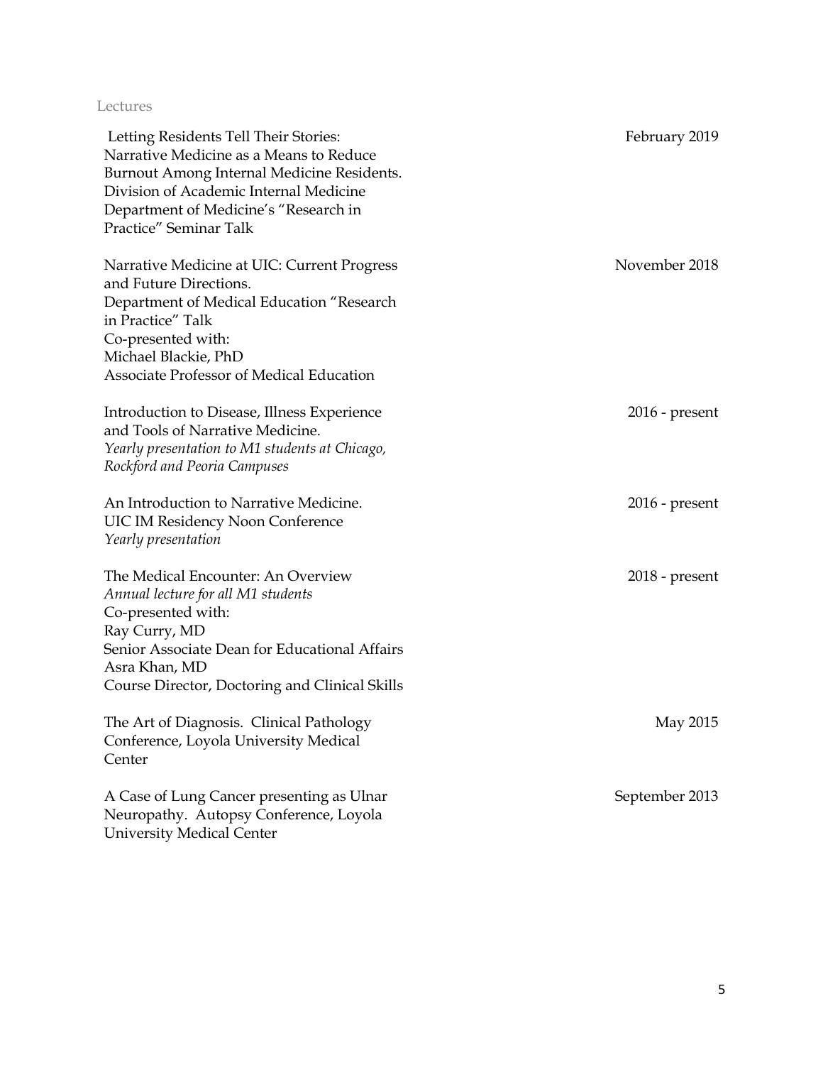## Lectures

| | |
|---|---|
| Letting Residents Tell Their Stories: Narrative Medicine as a Means to Reduce Burnout Among Internal Medicine Residents. Division of Academic Internal Medicine Department of Medicine's "Research in Practice" Seminar Talk | February 2019 |
| Narrative Medicine at UIC: Current Progress and Future Directions. Department of Medical Education "Research in Practice" Talk Co-presented with: Michael Blackie, PhD Associate Professor of Medical Education | November 2018 |
| Introduction to Disease, Illness Experience and Tools of Narrative Medicine. *Yearly presentation to M1 students at Chicago, Rockford and Peoria Campuses* | 2016 - present |
| An Introduction to Narrative Medicine. UIC IM Residency Noon Conference *Yearly presentation* | 2016 - present |
| The Medical Encounter: An Overview *Annual lecture for all M1 students* Co-presented with: Ray Curry, MD Senior Associate Dean for Educational Affairs Asra Khan, MD Course Director, Doctoring and Clinical Skills | 2018 - present |
| The Art of Diagnosis. Clinical Pathology Conference, Loyola University Medical Center | May 2015 |
| A Case of Lung Cancer presenting as Ulnar Neuropathy. Autopsy Conference, Loyola University Medical Center | September 2013 |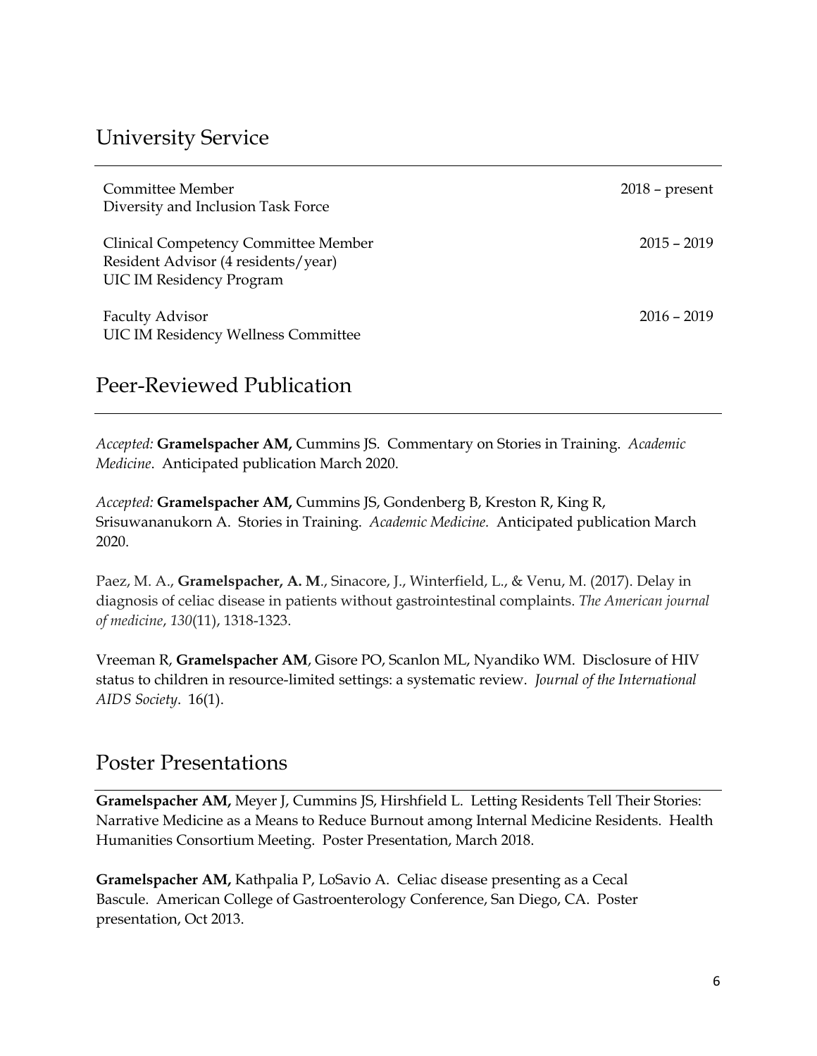## University Service

Committee Member — 2018 – present
Diversity and Inclusion Task Force

Clinical Competency Committee Member — 2015 – 2019
Resident Advisor (4 residents/year)
UIC IM Residency Program

Faculty Advisor — 2016 – 2019
UIC IM Residency Wellness Committee

## Peer-Reviewed Publication

*Accepted:* **Gramelspacher AM,** Cummins JS. Commentary on Stories in Training. *Academic Medicine*. Anticipated publication March 2020.

*Accepted:* **Gramelspacher AM,** Cummins JS, Gondenberg B, Kreston R, King R, Srisuwananukorn A. Stories in Training. *Academic Medicine.* Anticipated publication March 2020.

Paez, M. A., **Gramelspacher, A. M**., Sinacore, J., Winterfield, L., & Venu, M. (2017). Delay in diagnosis of celiac disease in patients without gastrointestinal complaints. *The American journal of medicine*, *130*(11), 1318-1323.

Vreeman R, **Gramelspacher AM**, Gisore PO, Scanlon ML, Nyandiko WM. Disclosure of HIV status to children in resource-limited settings: a systematic review. *Journal of the International AIDS Society*. 16(1).

## Poster Presentations

**Gramelspacher AM,** Meyer J, Cummins JS, Hirshfield L. Letting Residents Tell Their Stories: Narrative Medicine as a Means to Reduce Burnout among Internal Medicine Residents. Health Humanities Consortium Meeting. Poster Presentation, March 2018.

**Gramelspacher AM,** Kathpalia P, LoSavio A. Celiac disease presenting as a Cecal Bascule. American College of Gastroenterology Conference, San Diego, CA. Poster presentation, Oct 2013.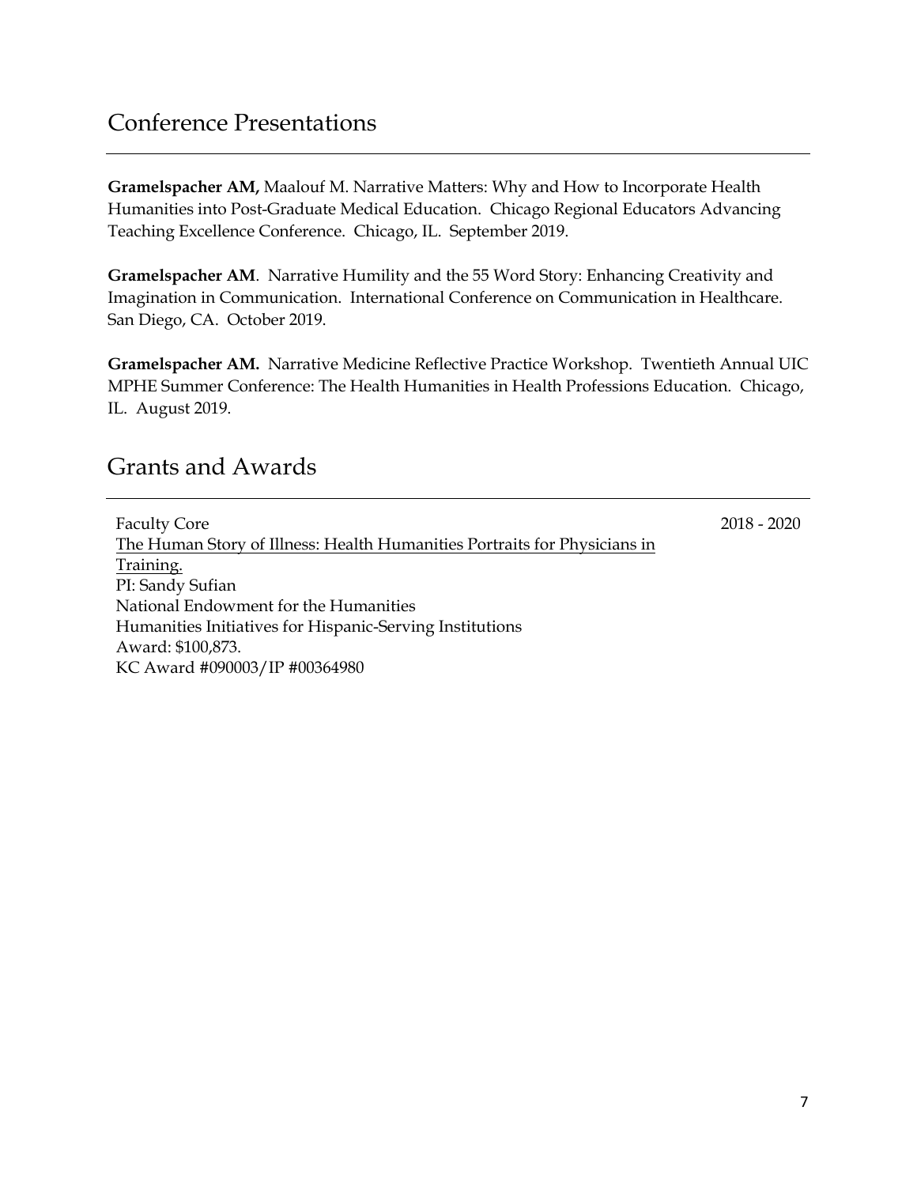## Conference Presentations

**Gramelspacher AM,** Maalouf M. Narrative Matters: Why and How to Incorporate Health Humanities into Post-Graduate Medical Education. Chicago Regional Educators Advancing Teaching Excellence Conference. Chicago, IL. September 2019.

**Gramelspacher AM**. Narrative Humility and the 55 Word Story: Enhancing Creativity and Imagination in Communication. International Conference on Communication in Healthcare. San Diego, CA. October 2019.

**Gramelspacher AM.** Narrative Medicine Reflective Practice Workshop. Twentieth Annual UIC MPHE Summer Conference: The Health Humanities in Health Professions Education. Chicago, IL. August 2019.

## Grants and Awards

Faculty Core — 2018 - 2020
<u>The Human Story of Illness: Health Humanities Portraits for Physicians in Training.</u>
PI: Sandy Sufian
National Endowment for the Humanities
Humanities Initiatives for Hispanic-Serving Institutions
Award: $100,873.
KC Award #090003/IP #00364980